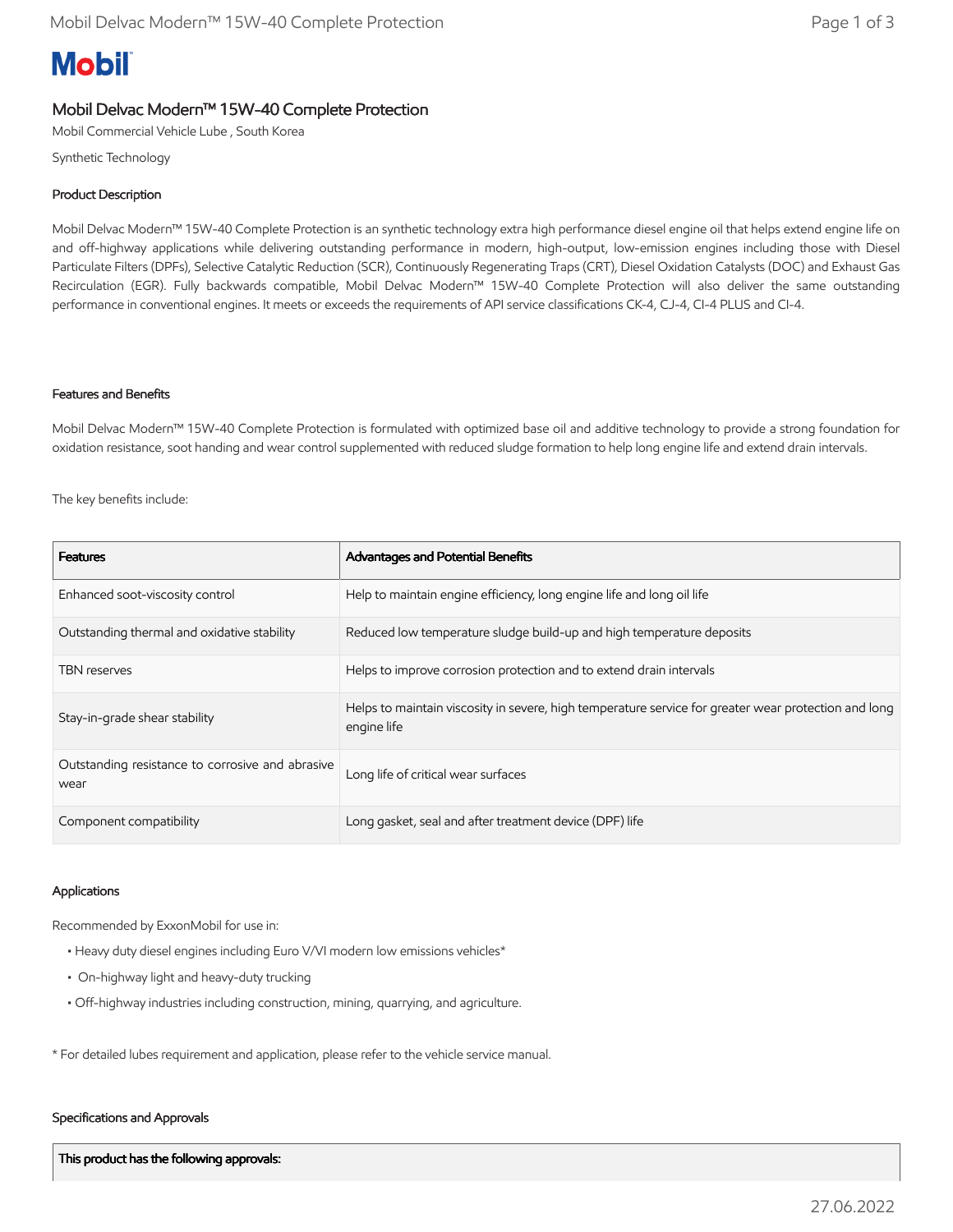Mobil

# Mobil Delvac Modern™ 15W-40 Complete Protection

Mobil Commercial Vehicle Lube , South Korea

Synthetic Technology

## Product Description

Mobil Delvac Modern™ 15W-40 Complete Protection is an synthetic technology extra high performance diesel engine oil that helps extend engine life on and off-highway applications while delivering outstanding performance in modern, high-output, low-emission engines including those with Diesel Particulate Filters (DPFs), Selective Catalytic Reduction (SCR), Continuously Regenerating Traps (CRT), Diesel Oxidation Catalysts (DOC) and Exhaust Gas Recirculation (EGR). Fully backwards compatible, Mobil Delvac Modern™ 15W-40 Complete Protection will also deliver the same outstanding performance in conventional engines. It meets or exceeds the requirements of API service classifications CK-4, CJ-4, CI-4 PLUS and CI-4.

## Features and Benefits

Mobil Delvac Modern™ 15W-40 Complete Protection is formulated with optimized base oil and additive technology to provide a strong foundation for oxidation resistance, soot handing and wear control supplemented with reduced sludge formation to help long engine life and extend drain intervals.

The key benefits include:

| Features | Advantages and Potential Benefits |
|---|---|
| Enhanced soot-viscosity control | Help to maintain engine efficiency, long engine life and long oil life |
| Outstanding thermal and oxidative stability | Reduced low temperature sludge build-up and high temperature deposits |
| TBN reserves | Helps to improve corrosion protection and to extend drain intervals |
| Stay-in-grade shear stability | Helps to maintain viscosity in severe, high temperature service for greater wear protection and long engine life |
| Outstanding resistance to corrosive and abrasive wear | Long life of critical wear surfaces |
| Component compatibility | Long gasket, seal and after treatment device (DPF) life |

## Applications

Recommended by ExxonMobil for use in:

- Heavy duty diesel engines including Euro V/VI modern low emissions vehicles*
- On-highway light and heavy-duty trucking
- Off-highway industries including construction, mining, quarrying, and agriculture.

* For detailed lubes requirement and application, please refer to the vehicle service manual.

## Specifications and Approvals

| This product has the following approvals: |
|---|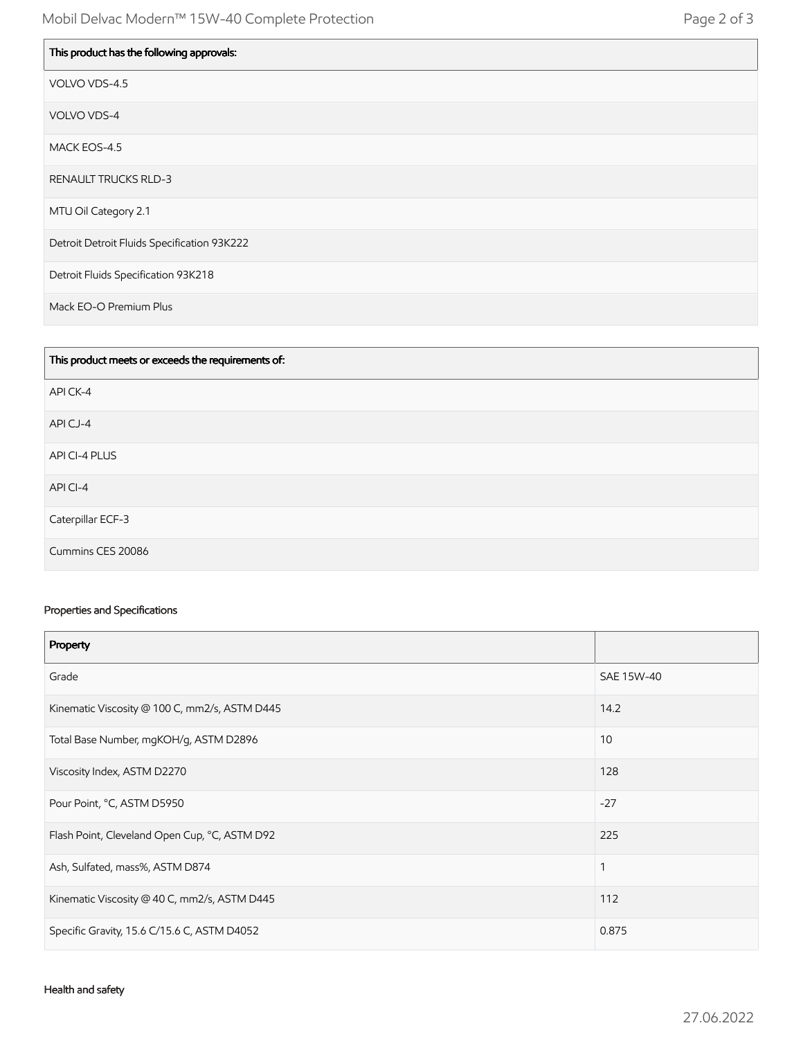| This product has the following approvals: |
| --- |
| VOLVO VDS-4.5 |
| VOLVO VDS-4 |
| MACK EOS-4.5 |
| RENAULT TRUCKS RLD-3 |
| MTU Oil Category 2.1 |
| Detroit Detroit Fluids Specification 93K222 |
| Detroit Fluids Specification 93K218 |
| Mack EO-O Premium Plus |

| This product meets or exceeds the requirements of: |
| --- |
| API CK-4 |
| API CJ-4 |
| API CI-4 PLUS |
| API CI-4 |
| Caterpillar ECF-3 |
| Cummins CES 20086 |

### Properties and Specifications

| Property | |
| --- | --- |
| Grade | SAE 15W-40 |
| Kinematic Viscosity @ 100 C, mm2/s, ASTM D445 | 14.2 |
| Total Base Number, mgKOH/g, ASTM D2896 | 10 |
| Viscosity Index, ASTM D2270 | 128 |
| Pour Point, °C, ASTM D5950 | -27 |
| Flash Point, Cleveland Open Cup, °C, ASTM D92 | 225 |
| Ash, Sulfated, mass%, ASTM D874 | 1 |
| Kinematic Viscosity @ 40 C, mm2/s, ASTM D445 | 112 |
| Specific Gravity, 15.6 C/15.6 C, ASTM D4052 | 0.875 |

### Health and safety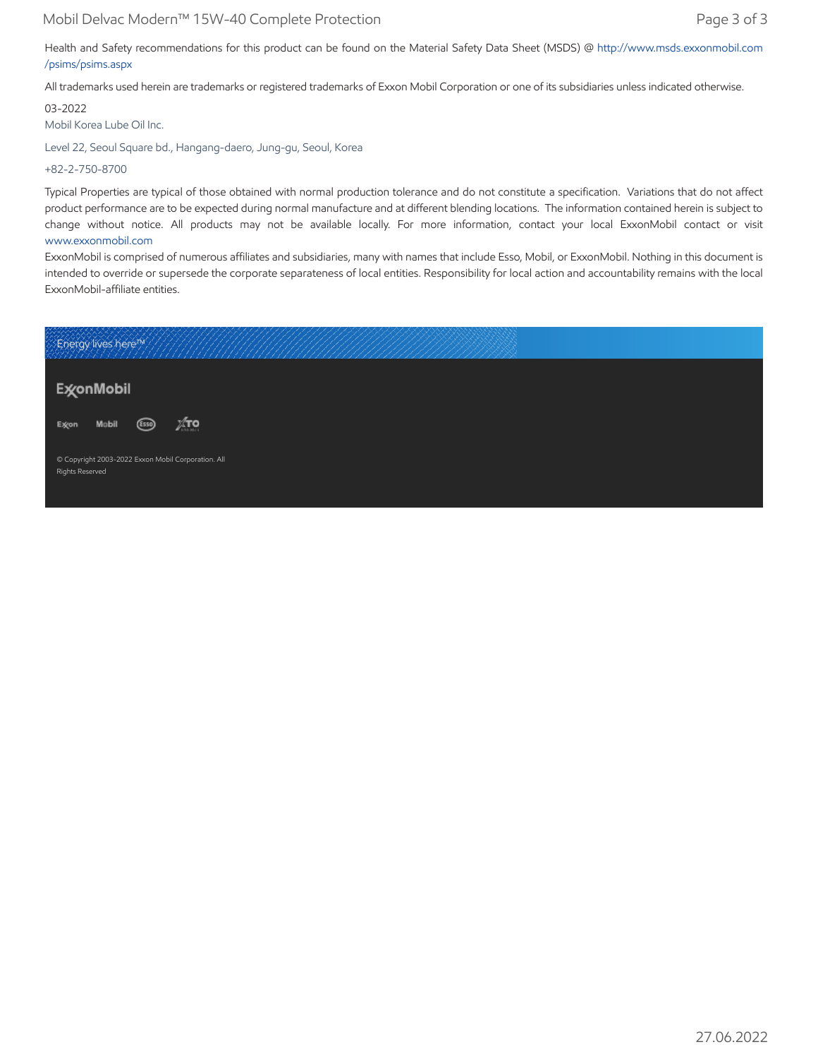Health and Safety recommendations for this product can be found on the Material Safety Data Sheet (MSDS) @ http://www.msds.exxonmobil.com/psims/psims.aspx

All trademarks used herein are trademarks or registered trademarks of Exxon Mobil Corporation or one of its subsidiaries unless indicated otherwise.

03-2022

Mobil Korea Lube Oil Inc.

Level 22, Seoul Square bd., Hangang-daero, Jung-gu, Seoul, Korea

+82-2-750-8700

Typical Properties are typical of those obtained with normal production tolerance and do not constitute a specification. Variations that do not affect product performance are to be expected during normal manufacture and at different blending locations. The information contained herein is subject to change without notice. All products may not be available locally. For more information, contact your local ExxonMobil contact or visit www.exxonmobil.com

ExxonMobil is comprised of numerous affiliates and subsidiaries, many with names that include Esso, Mobil, or ExxonMobil. Nothing in this document is intended to override or supersede the corporate separateness of local entities. Responsibility for local action and accountability remains with the local ExxonMobil-affiliate entities.

Energy lives here™

ExxonMobil

Exxon Mobil Esso XTO

© Copyright 2003-2022 Exxon Mobil Corporation. All Rights Reserved